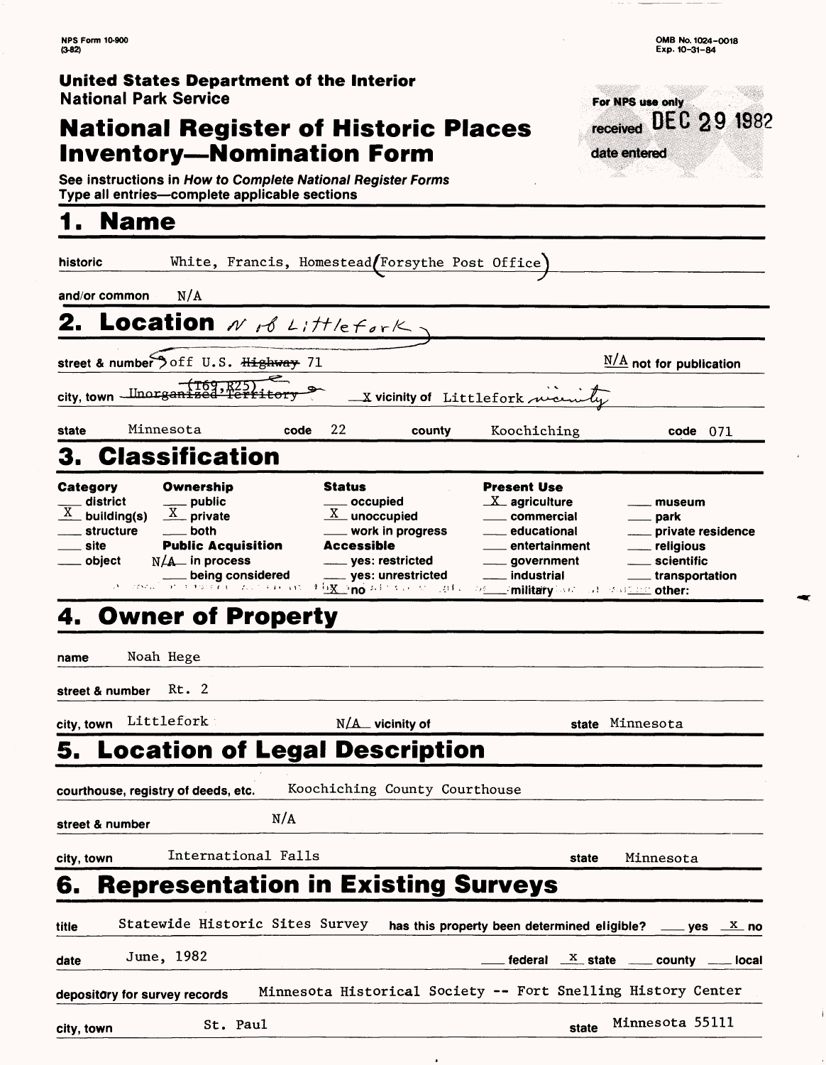NPS Form 10-900
(3-82)

OMB No. 1024-0018
Exp. 10-31-84

**United States Department of the Interior**
**National Park Service**

# National Register of Historic Places Inventory—Nomination Form

For NPS use only
received DEC 29 1982
date entered

See instructions in *How to Complete National Register Forms*
Type all entries—complete applicable sections

## 1. Name

historic White, Francis, Homestead (Forsythe Post Office)

and/or common N/A

## 2. Location N of Littlefork

street & number off U.S. ~~Highway~~ 71 | N/A not for publication

city, town ~~Unorganized Territory~~ (T69, R25) | X vicinity of Littlefork vicinity

state Minnesota | code 22 | county Koochiching | code 071

## 3. Classification

| Category | Ownership | Status | Present Use | |
|---|---|---|---|---|
| ___ district | ___ public | ___ occupied | X agriculture | ___ museum |
| X building(s) | X private | X unoccupied | ___ commercial | ___ park |
| ___ structure | ___ both | ___ work in progress | ___ educational | ___ private residence |
| ___ site | **Public Acquisition** | **Accessible** | ___ entertainment | ___ religious |
| ___ object | N/A in process | ___ yes: restricted | ___ government | ___ scientific |
| | ___ being considered | ___ yes: unrestricted | ___ industrial | ___ transportation |
| | | X no | ___ military | ___ other: |

## 4. Owner of Property

name Noah Hege

street & number Rt. 2

city, town Littlefork | N/A vicinity of | state Minnesota

## 5. Location of Legal Description

courthouse, registry of deeds, etc. Koochiching County Courthouse

street & number N/A

city, town International Falls | state Minnesota

## 6. Representation in Existing Surveys

title Statewide Historic Sites Survey | has this property been determined eligible? ___ yes X no

date June, 1982 | ___ federal X state ___ county ___ local

depository for survey records Minnesota Historical Society -- Fort Snelling History Center

city, town St. Paul | state Minnesota 55111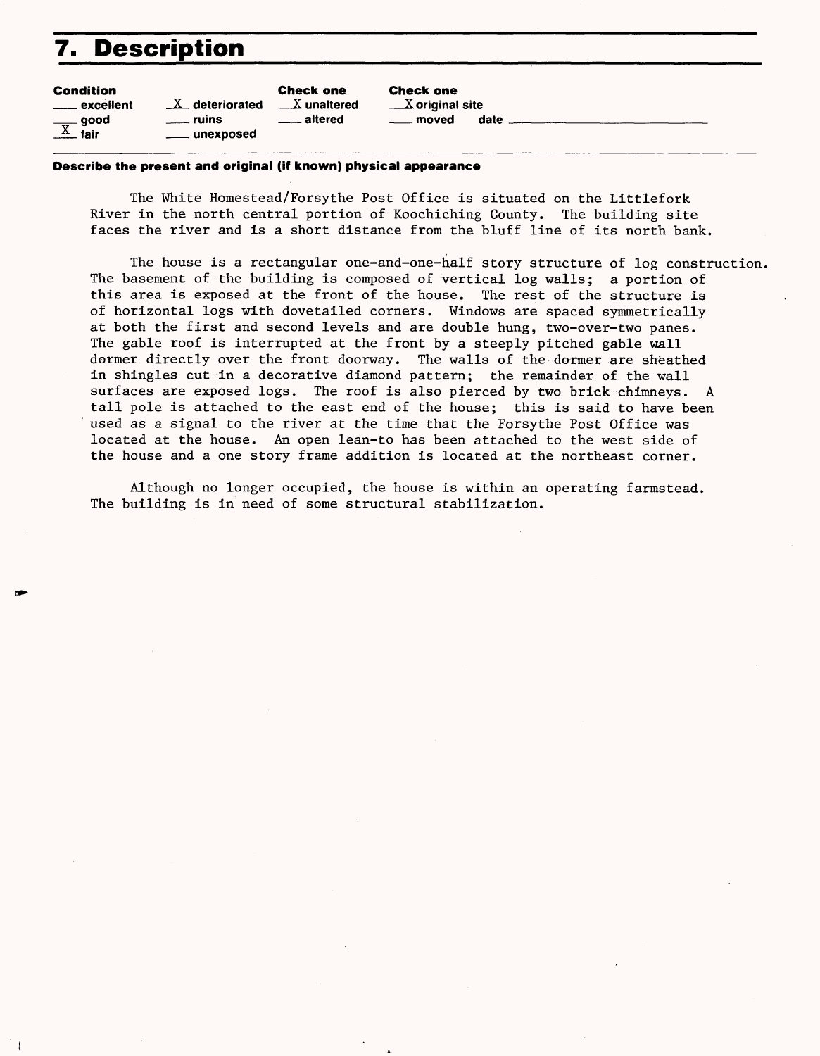# 7. Description

| Condition | | Check one | Check one |
|---|---|---|---|
| ___ excellent | X deteriorated | X unaltered | X original site |
| ___ good | ___ ruins | ___ altered | ___ moved date ______ |
| X fair | ___ unexposed | | |

**Describe the present and original (if known) physical appearance**

The White Homestead/Forsythe Post Office is situated on the Littlefork River in the north central portion of Koochiching County. The building site faces the river and is a short distance from the bluff line of its north bank.

The house is a rectangular one-and-one-half story structure of log construction. The basement of the building is composed of vertical log walls; a portion of this area is exposed at the front of the house. The rest of the structure is of horizontal logs with dovetailed corners. Windows are spaced symmetrically at both the first and second levels and are double hung, two-over-two panes. The gable roof is interrupted at the front by a steeply pitched gable wall dormer directly over the front doorway. The walls of the dormer are sheathed in shingles cut in a decorative diamond pattern; the remainder of the wall surfaces are exposed logs. The roof is also pierced by two brick chimneys. A tall pole is attached to the east end of the house; this is said to have been used as a signal to the river at the time that the Forsythe Post Office was located at the house. An open lean-to has been attached to the west side of the house and a one story frame addition is located at the northeast corner.

Although no longer occupied, the house is within an operating farmstead. The building is in need of some structural stabilization.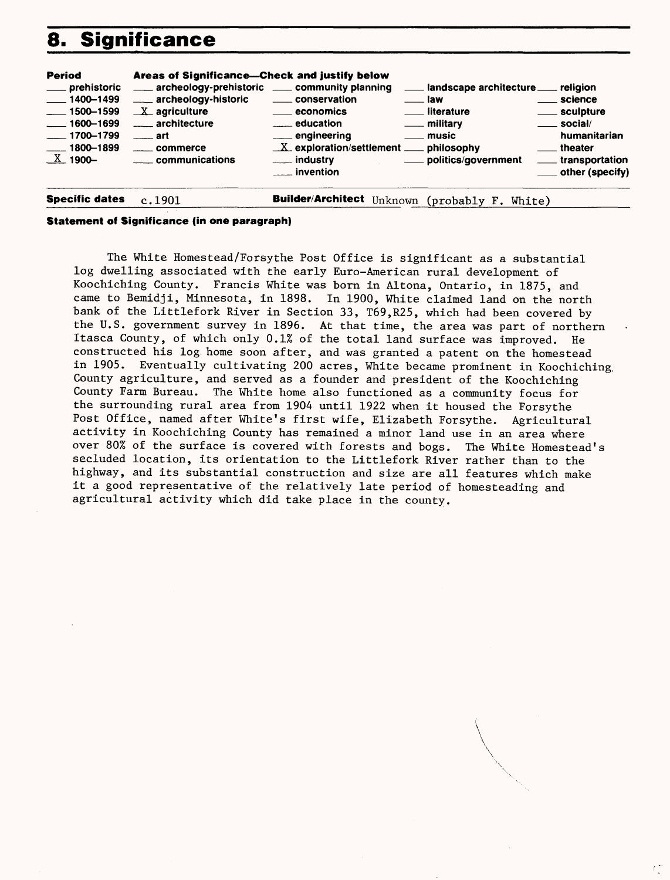# 8. Significance

| Period | Areas of Significance—Check and justify below | | | |
|---|---|---|---|---|
| ___ prehistoric | ___ archeology-prehistoric | ___ community planning | ___ landscape architecture | ___ religion |
| ___ 1400–1499 | ___ archeology-historic | ___ conservation | ___ law | ___ science |
| ___ 1500–1599 | _X_ agriculture | ___ economics | ___ literature | ___ sculpture |
| ___ 1600–1699 | ___ architecture | ___ education | ___ military | ___ social/ humanitarian |
| ___ 1700–1799 | ___ art | ___ engineering | ___ music | ___ theater |
| ___ 1800–1899 | ___ commerce | _X_ exploration/settlement | ___ philosophy | ___ transportation |
| _X_ 1900– | ___ communications | ___ industry | ___ politics/government | ___ other (specify) |
| | | ___ invention | | |

**Specific dates** c.1901 **Builder/Architect** Unknown (probably F. White)

**Statement of Significance (in one paragraph)**

The White Homestead/Forsythe Post Office is significant as a substantial log dwelling associated with the early Euro-American rural development of Koochiching County. Francis White was born in Altona, Ontario, in 1875, and came to Bemidji, Minnesota, in 1898. In 1900, White claimed land on the north bank of the Littlefork River in Section 33, T69,R25, which had been covered by the U.S. government survey in 1896. At that time, the area was part of northern Itasca County, of which only 0.1% of the total land surface was improved. He constructed his log home soon after, and was granted a patent on the homestead in 1905. Eventually cultivating 200 acres, White became prominent in Koochiching County agriculture, and served as a founder and president of the Koochiching County Farm Bureau. The White home also functioned as a community focus for the surrounding rural area from 1904 until 1922 when it housed the Forsythe Post Office, named after White's first wife, Elizabeth Forsythe. Agricultural activity in Koochiching County has remained a minor land use in an area where over 80% of the surface is covered with forests and bogs. The White Homestead's secluded location, its orientation to the Littlefork River rather than to the highway, and its substantial construction and size are all features which make it a good representative of the relatively late period of homesteading and agricultural activity which did take place in the county.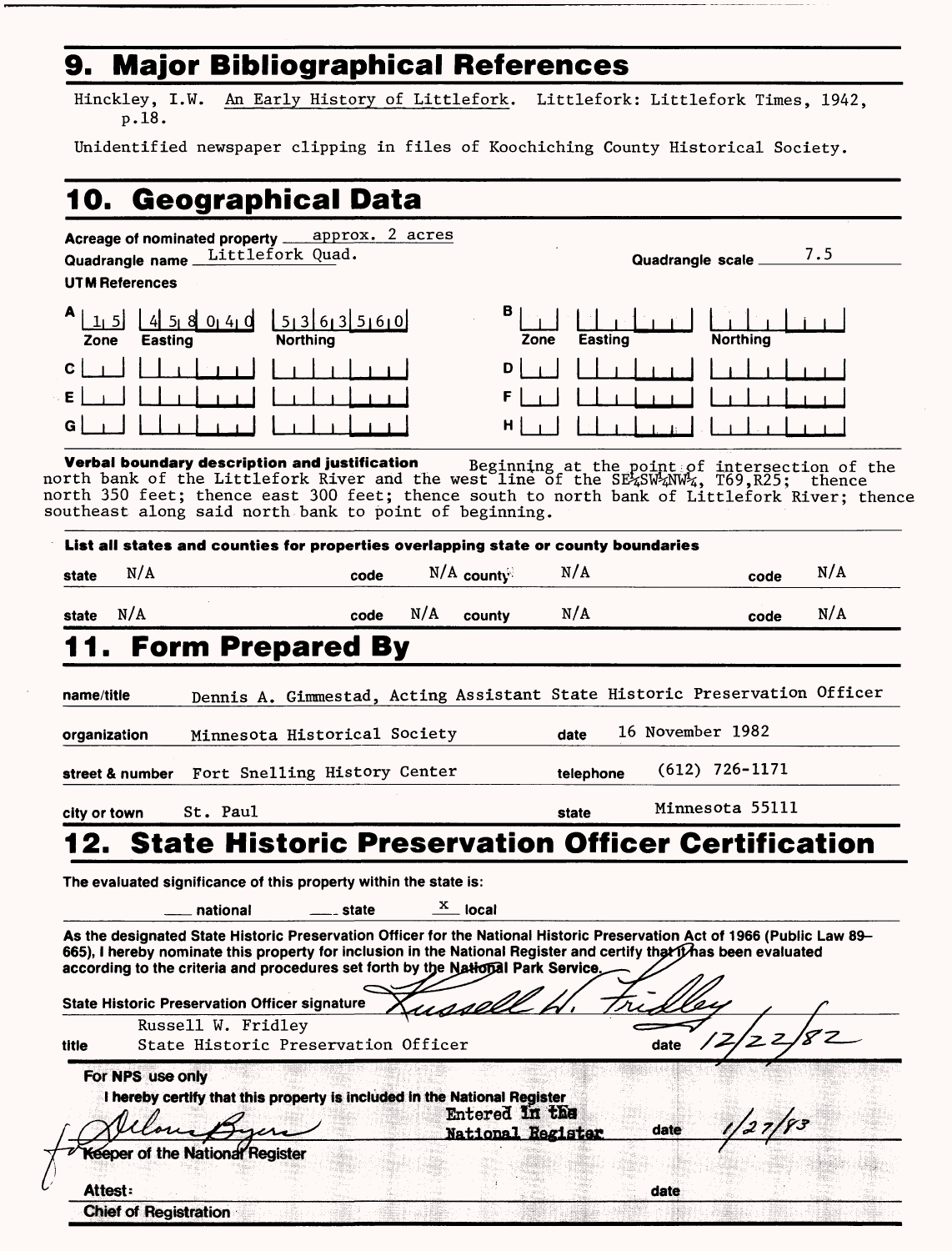## 9. Major Bibliographical References

Hinckley, I.W. An Early History of Littlefork. Littlefork: Littlefork Times, 1942, p.18.

Unidentified newspaper clipping in files of Koochiching County Historical Society.

## 10. Geographical Data

**Acreage of nominated property** approx. 2 acres

**Quadrangle name** Littlefork Quad. **Quadrangle scale** 7.5

**UTM References**

| | Zone | Easting | Northing | | Zone | Easting | Northing |
|---|---|---|---|---|---|---|---|
| A | 15 | 458040 | 5363560 | B | | | |
| C | | | | D | | | |
| E | | | | F | | | |
| G | | | | H | | | |

**Verbal boundary description and justification** Beginning at the point of intersection of the north bank of the Littlefork River and the west line of the SE¼SW¼NW¼, T69,R25; thence north 350 feet; thence east 300 feet; thence south to north bank of Littlefork River; thence southeast along said north bank to point of beginning.

**List all states and counties for properties overlapping state or county boundaries**

| state | code | county | code |
|---|---|---|---|
| N/A | N/A | N/A | N/A |
| N/A | N/A | N/A | N/A |

## 11. Form Prepared By

**name/title** Dennis A. Gimmestad, Acting Assistant State Historic Preservation Officer

**organization** Minnesota Historical Society **date** 16 November 1982

**street & number** Fort Snelling History Center **telephone** (612) 726-1171

**city or town** St. Paul **state** Minnesota 55111

## 12. State Historic Preservation Officer Certification

**The evaluated significance of this property within the state is:**

___ national ___ state _x_ local

As the designated State Historic Preservation Officer for the National Historic Preservation Act of 1966 (Public Law 89–665), I hereby nominate this property for inclusion in the National Register and certify that it has been evaluated according to the criteria and procedures set forth by the National Park Service.

**State Historic Preservation Officer signature** Russell W. Fridley

**title** Russell W. Fridley, State Historic Preservation Officer **date** 12/22/82

**For NPS use only**

I hereby certify that this property is included in the National Register

Entered in the National Register **date** 1/27/83

for Keeper of the National Register

**Attest:** **date**

**Chief of Registration**